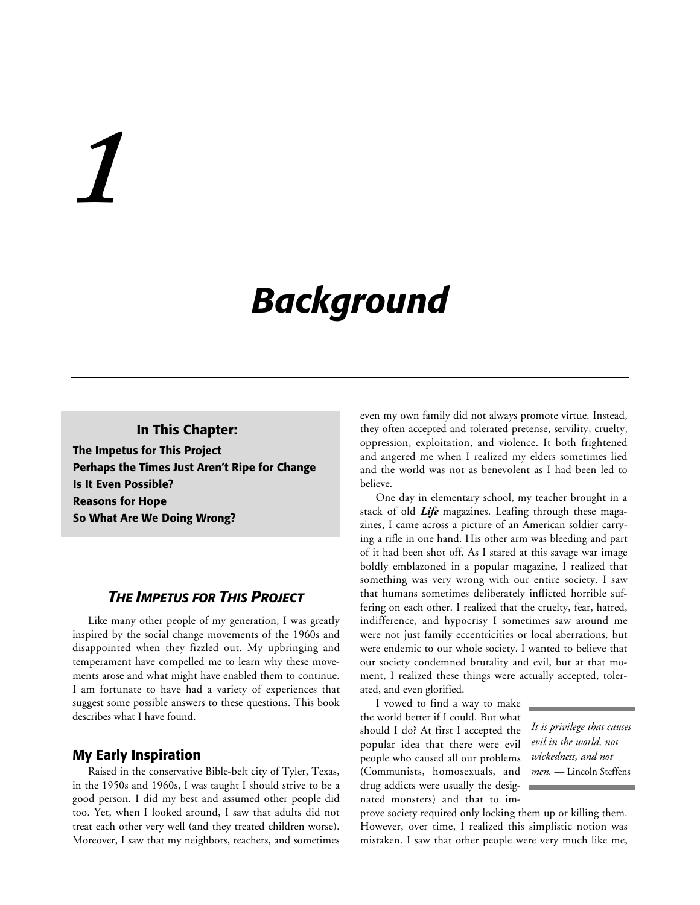# 1

# Background

**In This Chapter:**

**The Impetus for This Project**
**Perhaps the Times Just Aren't Ripe for Change**
**Is It Even Possible?**
**Reasons for Hope**
**So What Are We Doing Wrong?**

## *The Impetus for This Project*

Like many other people of my generation, I was greatly inspired by the social change movements of the 1960s and disappointed when they fizzled out. My upbringing and temperament have compelled me to learn why these movements arose and what might have enabled them to continue. I am fortunate to have had a variety of experiences that suggest some possible answers to these questions. This book describes what I have found.

### My Early Inspiration

Raised in the conservative Bible-belt city of Tyler, Texas, in the 1950s and 1960s, I was taught I should strive to be a good person. I did my best and assumed other people did too. Yet, when I looked around, I saw that adults did not treat each other very well (and they treated children worse). Moreover, I saw that my neighbors, teachers, and sometimes even my own family did not always promote virtue. Instead, they often accepted and tolerated pretense, servility, cruelty, oppression, exploitation, and violence. It both frightened and angered me when I realized my elders sometimes lied and the world was not as benevolent as I had been led to believe.

One day in elementary school, my teacher brought in a stack of old ***Life*** magazines. Leafing through these magazines, I came across a picture of an American soldier carrying a rifle in one hand. His other arm was bleeding and part of it had been shot off. As I stared at this savage war image boldly emblazoned in a popular magazine, I realized that something was very wrong with our entire society. I saw that humans sometimes deliberately inflicted horrible suffering on each other. I realized that the cruelty, fear, hatred, indifference, and hypocrisy I sometimes saw around me were not just family eccentricities or local aberrations, but were endemic to our whole society. I wanted to believe that our society condemned brutality and evil, but at that moment, I realized these things were actually accepted, tolerated, and even glorified.

> *It is privilege that causes evil in the world, not wickedness, and not men.* — Lincoln Steffens

I vowed to find a way to make the world better if I could. But what should I do? At first I accepted the popular idea that there were evil people who caused all our problems (Communists, homosexuals, and drug addicts were usually the designated monsters) and that to improve society required only locking them up or killing them. However, over time, I realized this simplistic notion was mistaken. I saw that other people were very much like me,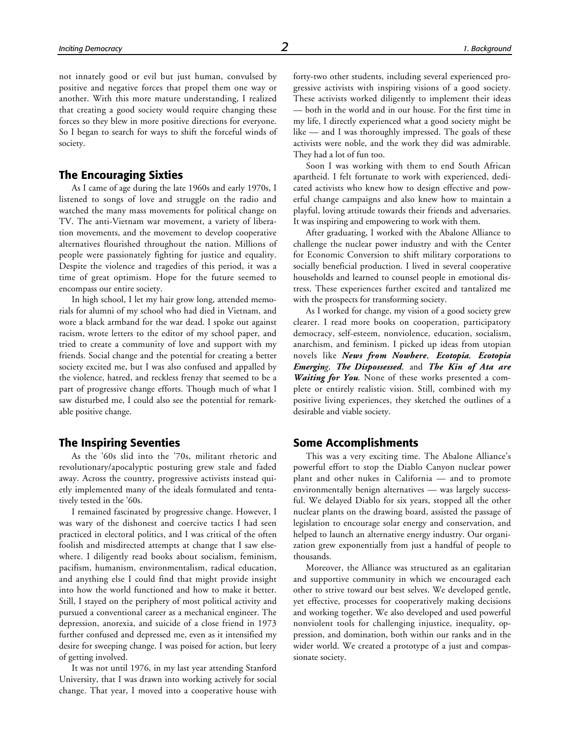not innately good or evil but just human, convulsed by positive and negative forces that propel them one way or another. With this more mature understanding, I realized that creating a good society would require changing these forces so they blew in more positive directions for everyone. So I began to search for ways to shift the forceful winds of society.

## The Encouraging Sixties

As I came of age during the late 1960s and early 1970s, I listened to songs of love and struggle on the radio and watched the many mass movements for political change on TV. The anti-Vietnam war movement, a variety of liberation movements, and the movement to develop cooperative alternatives flourished throughout the nation. Millions of people were passionately fighting for justice and equality. Despite the violence and tragedies of this period, it was a time of great optimism. Hope for the future seemed to encompass our entire society.

In high school, I let my hair grow long, attended memorials for alumni of my school who had died in Vietnam, and wore a black armband for the war dead. I spoke out against racism, wrote letters to the editor of my school paper, and tried to create a community of love and support with my friends. Social change and the potential for creating a better society excited me, but I was also confused and appalled by the violence, hatred, and reckless frenzy that seemed to be a part of progressive change efforts. Though much of what I saw disturbed me, I could also see the potential for remarkable positive change.

## The Inspiring Seventies

As the '60s slid into the '70s, militant rhetoric and revolutionary/apocalyptic posturing grew stale and faded away. Across the country, progressive activists instead quietly implemented many of the ideals formulated and tentatively tested in the '60s.

I remained fascinated by progressive change. However, I was wary of the dishonest and coercive tactics I had seen practiced in electoral politics, and I was critical of the often foolish and misdirected attempts at change that I saw elsewhere. I diligently read books about socialism, feminism, pacifism, humanism, environmentalism, radical education, and anything else I could find that might provide insight into how the world functioned and how to make it better. Still, I stayed on the periphery of most political activity and pursued a conventional career as a mechanical engineer. The depression, anorexia, and suicide of a close friend in 1973 further confused and depressed me, even as it intensified my desire for sweeping change. I was poised for action, but leery of getting involved.

It was not until 1976, in my last year attending Stanford University, that I was drawn into working actively for social change. That year, I moved into a cooperative house with forty-two other students, including several experienced progressive activists with inspiring visions of a good society. These activists worked diligently to implement their ideas — both in the world and in our house. For the first time in my life, I directly experienced what a good society might be like — and I was thoroughly impressed. The goals of these activists were noble, and the work they did was admirable. They had a lot of fun too.

Soon I was working with them to end South African apartheid. I felt fortunate to work with experienced, dedicated activists who knew how to design effective and powerful change campaigns and also knew how to maintain a playful, loving attitude towards their friends and adversaries. It was inspiring and empowering to work with them.

After graduating, I worked with the Abalone Alliance to challenge the nuclear power industry and with the Center for Economic Conversion to shift military corporations to socially beneficial production. I lived in several cooperative households and learned to counsel people in emotional distress. These experiences further excited and tantalized me with the prospects for transforming society.

As I worked for change, my vision of a good society grew clearer. I read more books on cooperation, participatory democracy, self-esteem, nonviolence, education, socialism, anarchism, and feminism. I picked up ideas from utopian novels like ***News from Nowhere***, ***Ecotopia***, ***Ecotopia Emerging***, ***The Dispossessed***, and ***The Kin of Ata are Waiting for You***. None of these works presented a complete or entirely realistic vision. Still, combined with my positive living experiences, they sketched the outlines of a desirable and viable society.

## Some Accomplishments

This was a very exciting time. The Abalone Alliance's powerful effort to stop the Diablo Canyon nuclear power plant and other nukes in California — and to promote environmentally benign alternatives — was largely successful. We delayed Diablo for six years, stopped all the other nuclear plants on the drawing board, assisted the passage of legislation to encourage solar energy and conservation, and helped to launch an alternative energy industry. Our organization grew exponentially from just a handful of people to thousands.

Moreover, the Alliance was structured as an egalitarian and supportive community in which we encouraged each other to strive toward our best selves. We developed gentle, yet effective, processes for cooperatively making decisions and working together. We also developed and used powerful nonviolent tools for challenging injustice, inequality, oppression, and domination, both within our ranks and in the wider world. We created a prototype of a just and compassionate society.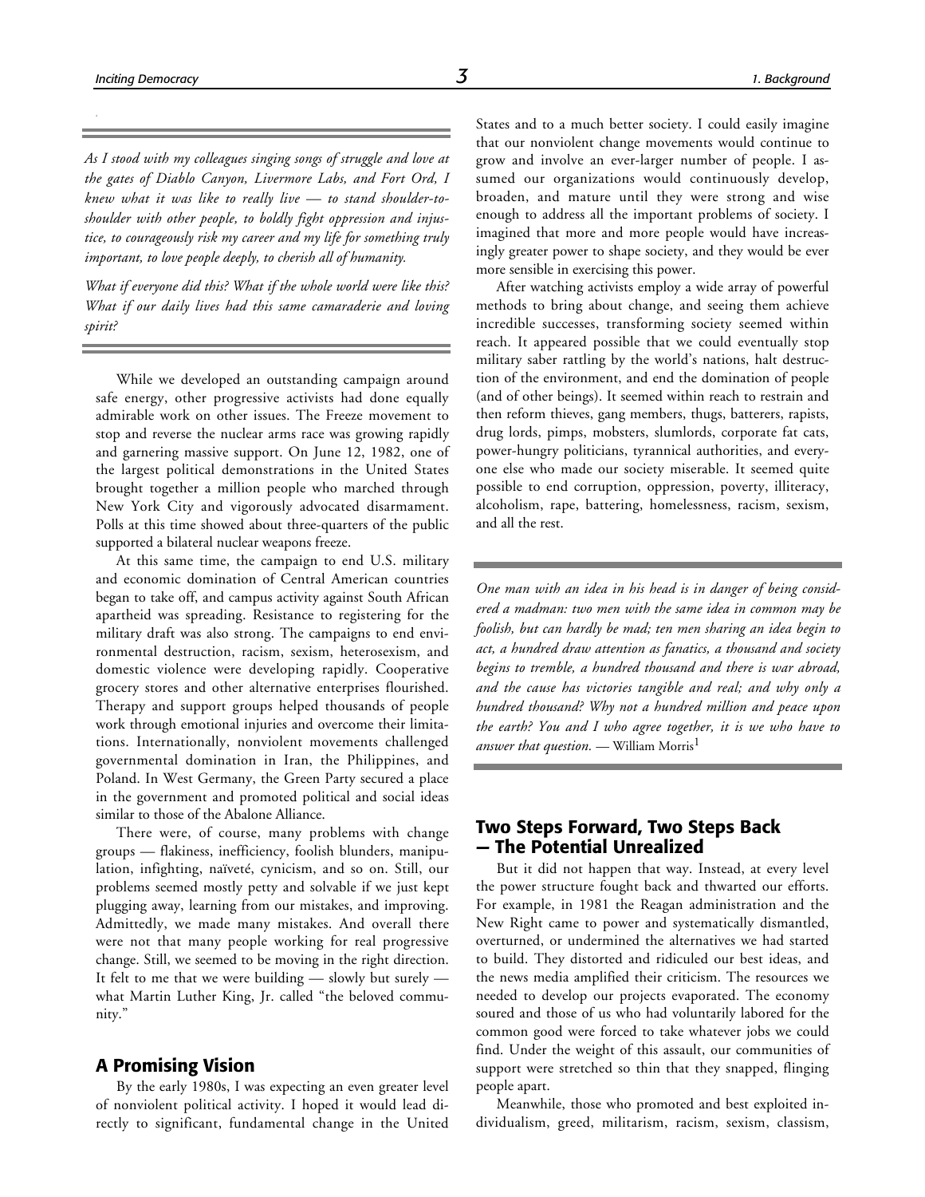*As I stood with my colleagues singing songs of struggle and love at the gates of Diablo Canyon, Livermore Labs, and Fort Ord, I knew what it was like to really live — to stand shoulder-to-shoulder with other people, to boldly fight oppression and injustice, to courageously risk my career and my life for something truly important, to love people deeply, to cherish all of humanity.*

*What if everyone did this? What if the whole world were like this? What if our daily lives had this same camaraderie and loving spirit?*

While we developed an outstanding campaign around safe energy, other progressive activists had done equally admirable work on other issues. The Freeze movement to stop and reverse the nuclear arms race was growing rapidly and garnering massive support. On June 12, 1982, one of the largest political demonstrations in the United States brought together a million people who marched through New York City and vigorously advocated disarmament. Polls at this time showed about three-quarters of the public supported a bilateral nuclear weapons freeze.

At this same time, the campaign to end U.S. military and economic domination of Central American countries began to take off, and campus activity against South African apartheid was spreading. Resistance to registering for the military draft was also strong. The campaigns to end environmental destruction, racism, sexism, heterosexism, and domestic violence were developing rapidly. Cooperative grocery stores and other alternative enterprises flourished. Therapy and support groups helped thousands of people work through emotional injuries and overcome their limitations. Internationally, nonviolent movements challenged governmental domination in Iran, the Philippines, and Poland. In West Germany, the Green Party secured a place in the government and promoted political and social ideas similar to those of the Abalone Alliance.

There were, of course, many problems with change groups — flakiness, inefficiency, foolish blunders, manipulation, infighting, naïveté, cynicism, and so on. Still, our problems seemed mostly petty and solvable if we just kept plugging away, learning from our mistakes, and improving. Admittedly, we made many mistakes. And overall there were not that many people working for real progressive change. Still, we seemed to be moving in the right direction. It felt to me that we were building — slowly but surely — what Martin Luther King, Jr. called "the beloved community."

## A Promising Vision

By the early 1980s, I was expecting an even greater level of nonviolent political activity. I hoped it would lead directly to significant, fundamental change in the United States and to a much better society. I could easily imagine that our nonviolent change movements would continue to grow and involve an ever-larger number of people. I assumed our organizations would continuously develop, broaden, and mature until they were strong and wise enough to address all the important problems of society. I imagined that more and more people would have increasingly greater power to shape society, and they would be ever more sensible in exercising this power.

After watching activists employ a wide array of powerful methods to bring about change, and seeing them achieve incredible successes, transforming society seemed within reach. It appeared possible that we could eventually stop military saber rattling by the world's nations, halt destruction of the environment, and end the domination of people (and of other beings). It seemed within reach to restrain and then reform thieves, gang members, thugs, batterers, rapists, drug lords, pimps, mobsters, slumlords, corporate fat cats, power-hungry politicians, tyrannical authorities, and everyone else who made our society miserable. It seemed quite possible to end corruption, oppression, poverty, illiteracy, alcoholism, rape, battering, homelessness, racism, sexism, and all the rest.

*One man with an idea in his head is in danger of being considered a madman: two men with the same idea in common may be foolish, but can hardly be mad; ten men sharing an idea begin to act, a hundred draw attention as fanatics, a thousand and society begins to tremble, a hundred thousand and there is war abroad, and the cause has victories tangible and real; and why only a hundred thousand? Why not a hundred million and peace upon the earth? You and I who agree together, it is we who have to answer that question.* — William Morris[1]

## Two Steps Forward, Two Steps Back — The Potential Unrealized

But it did not happen that way. Instead, at every level the power structure fought back and thwarted our efforts. For example, in 1981 the Reagan administration and the New Right came to power and systematically dismantled, overturned, or undermined the alternatives we had started to build. They distorted and ridiculed our best ideas, and the news media amplified their criticism. The resources we needed to develop our projects evaporated. The economy soured and those of us who had voluntarily labored for the common good were forced to take whatever jobs we could find. Under the weight of this assault, our communities of support were stretched so thin that they snapped, flinging people apart.

Meanwhile, those who promoted and best exploited individualism, greed, militarism, racism, sexism, classism,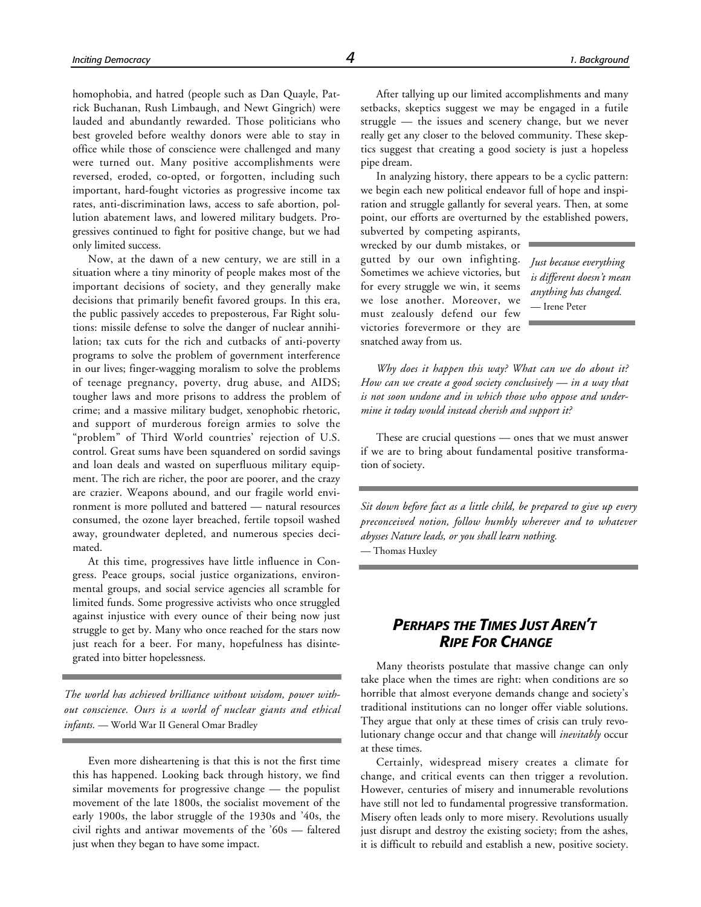homophobia, and hatred (people such as Dan Quayle, Patrick Buchanan, Rush Limbaugh, and Newt Gingrich) were lauded and abundantly rewarded. Those politicians who best groveled before wealthy donors were able to stay in office while those of conscience were challenged and many were turned out. Many positive accomplishments were reversed, eroded, co-opted, or forgotten, including such important, hard-fought victories as progressive income tax rates, anti-discrimination laws, access to safe abortion, pollution abatement laws, and lowered military budgets. Progressives continued to fight for positive change, but we had only limited success.

Now, at the dawn of a new century, we are still in a situation where a tiny minority of people makes most of the important decisions of society, and they generally make decisions that primarily benefit favored groups. In this era, the public passively accedes to preposterous, Far Right solutions: missile defense to solve the danger of nuclear annihilation; tax cuts for the rich and cutbacks of anti-poverty programs to solve the problem of government interference in our lives; finger-wagging moralism to solve the problems of teenage pregnancy, poverty, drug abuse, and AIDS; tougher laws and more prisons to address the problem of crime; and a massive military budget, xenophobic rhetoric, and support of murderous foreign armies to solve the "problem" of Third World countries' rejection of U.S. control. Great sums have been squandered on sordid savings and loan deals and wasted on superfluous military equipment. The rich are richer, the poor are poorer, and the crazy are crazier. Weapons abound, and our fragile world environment is more polluted and battered — natural resources consumed, the ozone layer breached, fertile topsoil washed away, groundwater depleted, and numerous species decimated.

At this time, progressives have little influence in Congress. Peace groups, social justice organizations, environmental groups, and social service agencies all scramble for limited funds. Some progressive activists who once struggled against injustice with every ounce of their being now just struggle to get by. Many who once reached for the stars now just reach for a beer. For many, hopefulness has disintegrated into bitter hopelessness.

> *The world has achieved brilliance without wisdom, power without conscience. Ours is a world of nuclear giants and ethical infants.* — World War II General Omar Bradley

Even more disheartening is that this is not the first time this has happened. Looking back through history, we find similar movements for progressive change — the populist movement of the late 1800s, the socialist movement of the early 1900s, the labor struggle of the 1930s and '40s, the civil rights and antiwar movements of the '60s — faltered just when they began to have some impact.

After tallying up our limited accomplishments and many setbacks, skeptics suggest we may be engaged in a futile struggle — the issues and scenery change, but we never really get any closer to the beloved community. These skeptics suggest that creating a good society is just a hopeless pipe dream.

In analyzing history, there appears to be a cyclic pattern: we begin each new political endeavor full of hope and inspiration and struggle gallantly for several years. Then, at some point, our efforts are overturned by the established powers, subverted by competing aspirants, wrecked by our dumb mistakes, or gutted by our own infighting. Sometimes we achieve victories, but for every struggle we win, it seems we lose another. Moreover, we must zealously defend our few victories forevermore or they are snatched away from us.

> *Just because everything is different doesn't mean anything has changed.*
> — Irene Peter

*Why does it happen this way? What can we do about it? How can we create a good society conclusively — in a way that is not soon undone and in which those who oppose and undermine it today would instead cherish and support it?*

These are crucial questions — ones that we must answer if we are to bring about fundamental positive transformation of society.

> *Sit down before fact as a little child, be prepared to give up every preconceived notion, follow humbly wherever and to whatever abysses Nature leads, or you shall learn nothing.*
> — Thomas Huxley

## *Perhaps the Times Just Aren't Ripe For Change*

Many theorists postulate that massive change can only take place when the times are right: when conditions are so horrible that almost everyone demands change and society's traditional institutions can no longer offer viable solutions. They argue that only at these times of crisis can truly revolutionary change occur and that change will *inevitably* occur at these times.

Certainly, widespread misery creates a climate for change, and critical events can then trigger a revolution. However, centuries of misery and innumerable revolutions have still not led to fundamental progressive transformation. Misery often leads only to more misery. Revolutions usually just disrupt and destroy the existing society; from the ashes, it is difficult to rebuild and establish a new, positive society.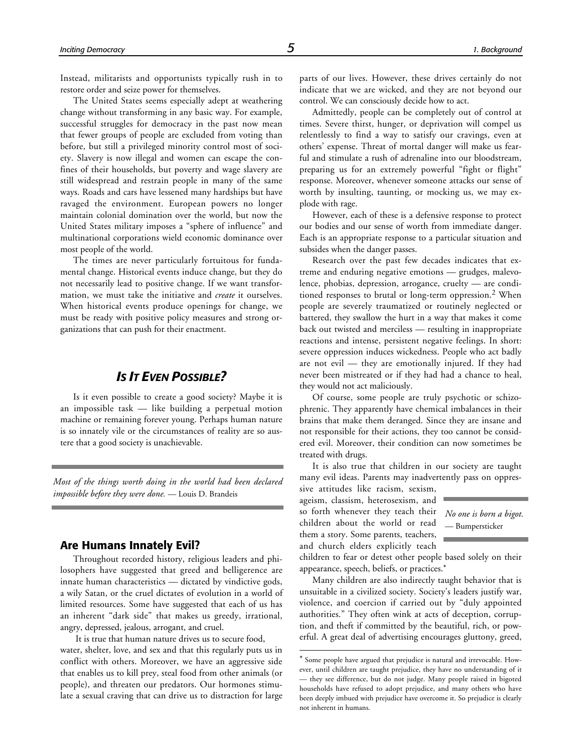Instead, militarists and opportunists typically rush in to restore order and seize power for themselves.

The United States seems especially adept at weathering change without transforming in any basic way. For example, successful struggles for democracy in the past now mean that fewer groups of people are excluded from voting than before, but still a privileged minority control most of society. Slavery is now illegal and women can escape the confines of their households, but poverty and wage slavery are still widespread and restrain people in many of the same ways. Roads and cars have lessened many hardships but have ravaged the environment. European powers no longer maintain colonial domination over the world, but now the United States military imposes a "sphere of influence" and multinational corporations wield economic dominance over most people of the world.

The times are never particularly fortuitous for fundamental change. Historical events induce change, but they do not necessarily lead to positive change. If we want transformation, we must take the initiative and *create* it ourselves. When historical events produce openings for change, we must be ready with positive policy measures and strong organizations that can push for their enactment.

## *Is It Even Possible?*

Is it even possible to create a good society? Maybe it is an impossible task — like building a perpetual motion machine or remaining forever young. Perhaps human nature is so innately vile or the circumstances of reality are so austere that a good society is unachievable.

*Most of the things worth doing in the world had been declared impossible before they were done.* — Louis D. Brandeis

### Are Humans Innately Evil?

Throughout recorded history, religious leaders and philosophers have suggested that greed and belligerence are innate human characteristics — dictated by vindictive gods, a wily Satan, or the cruel dictates of evolution in a world of limited resources. Some have suggested that each of us has an inherent "dark side" that makes us greedy, irrational, angry, depressed, jealous, arrogant, and cruel.

It is true that human nature drives us to secure food, water, shelter, love, and sex and that this regularly puts us in conflict with others. Moreover, we have an aggressive side that enables us to kill prey, steal food from other animals (or people), and threaten our predators. Our hormones stimulate a sexual craving that can drive us to distraction for large parts of our lives. However, these drives certainly do not indicate that we are wicked, and they are not beyond our control. We can consciously decide how to act.

Admittedly, people can be completely out of control at times. Severe thirst, hunger, or deprivation will compel us relentlessly to find a way to satisfy our cravings, even at others' expense. Threat of mortal danger will make us fearful and stimulate a rush of adrenaline into our bloodstream, preparing us for an extremely powerful "fight or flight" response. Moreover, whenever someone attacks our sense of worth by insulting, taunting, or mocking us, we may explode with rage.

However, each of these is a defensive response to protect our bodies and our sense of worth from immediate danger. Each is an appropriate response to a particular situation and subsides when the danger passes.

Research over the past few decades indicates that extreme and enduring negative emotions — grudges, malevolence, phobias, depression, arrogance, cruelty — are conditioned responses to brutal or long-term oppression.[2] When people are severely traumatized or routinely neglected or battered, they swallow the hurt in a way that makes it come back out twisted and merciless — resulting in inappropriate reactions and intense, persistent negative feelings. In short: severe oppression induces wickedness. People who act badly are not evil — they are emotionally injured. If they had never been mistreated or if they had had a chance to heal, they would not act maliciously.

Of course, some people are truly psychotic or schizophrenic. They apparently have chemical imbalances in their brains that make them deranged. Since they are insane and not responsible for their actions, they too cannot be considered evil. Moreover, their condition can now sometimes be treated with drugs.

It is also true that children in our society are taught many evil ideas. Parents may inadvertently pass on oppressive attitudes like racism, sexism, ageism, classism, heterosexism, and so forth whenever they teach their children about the world or read them a story. Some parents, teachers, and church elders explicitly teach children to fear or detest other people based solely on their appearance, speech, beliefs, or practices.*

*No one is born a bigot.* — Bumpersticker

Many children are also indirectly taught behavior that is unsuitable in a civilized society. Society's leaders justify war, violence, and coercion if carried out by "duly appointed authorities." They often wink at acts of deception, corruption, and theft if committed by the beautiful, rich, or powerful. A great deal of advertising encourages gluttony, greed,

---

* Some people have argued that prejudice is natural and irrevocable. However, until children are taught prejudice, they have no understanding of it — they see difference, but do not judge. Many people raised in bigoted households have refused to adopt prejudice, and many others who have been deeply imbued with prejudice have overcome it. So prejudice is clearly not inherent in humans.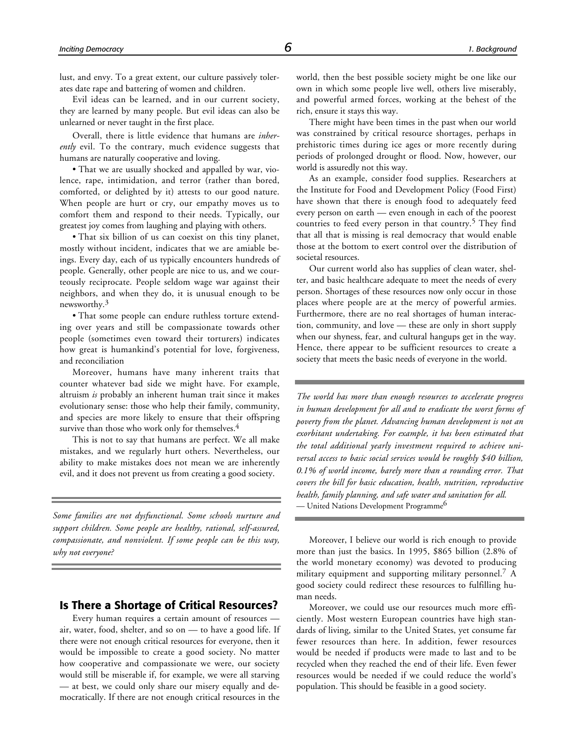lust, and envy. To a great extent, our culture passively tolerates date rape and battering of women and children.

Evil ideas can be learned, and in our current society, they are learned by many people. But evil ideas can also be unlearned or never taught in the first place.

Overall, there is little evidence that humans are *inherently* evil. To the contrary, much evidence suggests that humans are naturally cooperative and loving.

• That we are usually shocked and appalled by war, violence, rape, intimidation, and terror (rather than bored, comforted, or delighted by it) attests to our good nature. When people are hurt or cry, our empathy moves us to comfort them and respond to their needs. Typically, our greatest joy comes from laughing and playing with others.

• That six billion of us can coexist on this tiny planet, mostly without incident, indicates that we are amiable beings. Every day, each of us typically encounters hundreds of people. Generally, other people are nice to us, and we courteously reciprocate. People seldom wage war against their neighbors, and when they do, it is unusual enough to be newsworthy.[3]

• That some people can endure ruthless torture extending over years and still be compassionate towards other people (sometimes even toward their torturers) indicates how great is humankind's potential for love, forgiveness, and reconciliation

Moreover, humans have many inherent traits that counter whatever bad side we might have. For example, altruism *is* probably an inherent human trait since it makes evolutionary sense: those who help their family, community, and species are more likely to ensure that their offspring survive than those who work only for themselves.[4]

This is not to say that humans are perfect. We all make mistakes, and we regularly hurt others. Nevertheless, our ability to make mistakes does not mean we are inherently evil, and it does not prevent us from creating a good society.

*Some families are not dysfunctional. Some schools nurture and support children. Some people are healthy, rational, self-assured, compassionate, and nonviolent. If some people can be this way, why not everyone?*

## Is There a Shortage of Critical Resources?

Every human requires a certain amount of resources — air, water, food, shelter, and so on — to have a good life. If there were not enough critical resources for everyone, then it would be impossible to create a good society. No matter how cooperative and compassionate we were, our society would still be miserable if, for example, we were all starving — at best, we could only share our misery equally and democratically. If there are not enough critical resources in the world, then the best possible society might be one like our own in which some people live well, others live miserably, and powerful armed forces, working at the behest of the rich, ensure it stays this way.

There might have been times in the past when our world was constrained by critical resource shortages, perhaps in prehistoric times during ice ages or more recently during periods of prolonged drought or flood. Now, however, our world is assuredly not this way.

As an example, consider food supplies. Researchers at the Institute for Food and Development Policy (Food First) have shown that there is enough food to adequately feed every person on earth — even enough in each of the poorest countries to feed every person in that country.[5] They find that all that is missing is real democracy that would enable those at the bottom to exert control over the distribution of societal resources.

Our current world also has supplies of clean water, shelter, and basic healthcare adequate to meet the needs of every person. Shortages of these resources now only occur in those places where people are at the mercy of powerful armies. Furthermore, there are no real shortages of human interaction, community, and love — these are only in short supply when our shyness, fear, and cultural hangups get in the way. Hence, there appear to be sufficient resources to create a society that meets the basic needs of everyone in the world.

*The world has more than enough resources to accelerate progress in human development for all and to eradicate the worst forms of poverty from the planet. Advancing human development is not an exorbitant undertaking. For example, it has been estimated that the total additional yearly investment required to achieve universal access to basic social services would be roughly $40 billion, 0.1% of world income, barely more than a rounding error. That covers the bill for basic education, health, nutrition, reproductive health, family planning, and safe water and sanitation for all.*
— United Nations Development Programme[6]

Moreover, I believe our world is rich enough to provide more than just the basics. In 1995, $865 billion (2.8% of the world monetary economy) was devoted to producing military equipment and supporting military personnel.[7] A good society could redirect these resources to fulfilling human needs.

Moreover, we could use our resources much more efficiently. Most western European countries have high standards of living, similar to the United States, yet consume far fewer resources than here. In addition, fewer resources would be needed if products were made to last and to be recycled when they reached the end of their life. Even fewer resources would be needed if we could reduce the world's population. This should be feasible in a good society.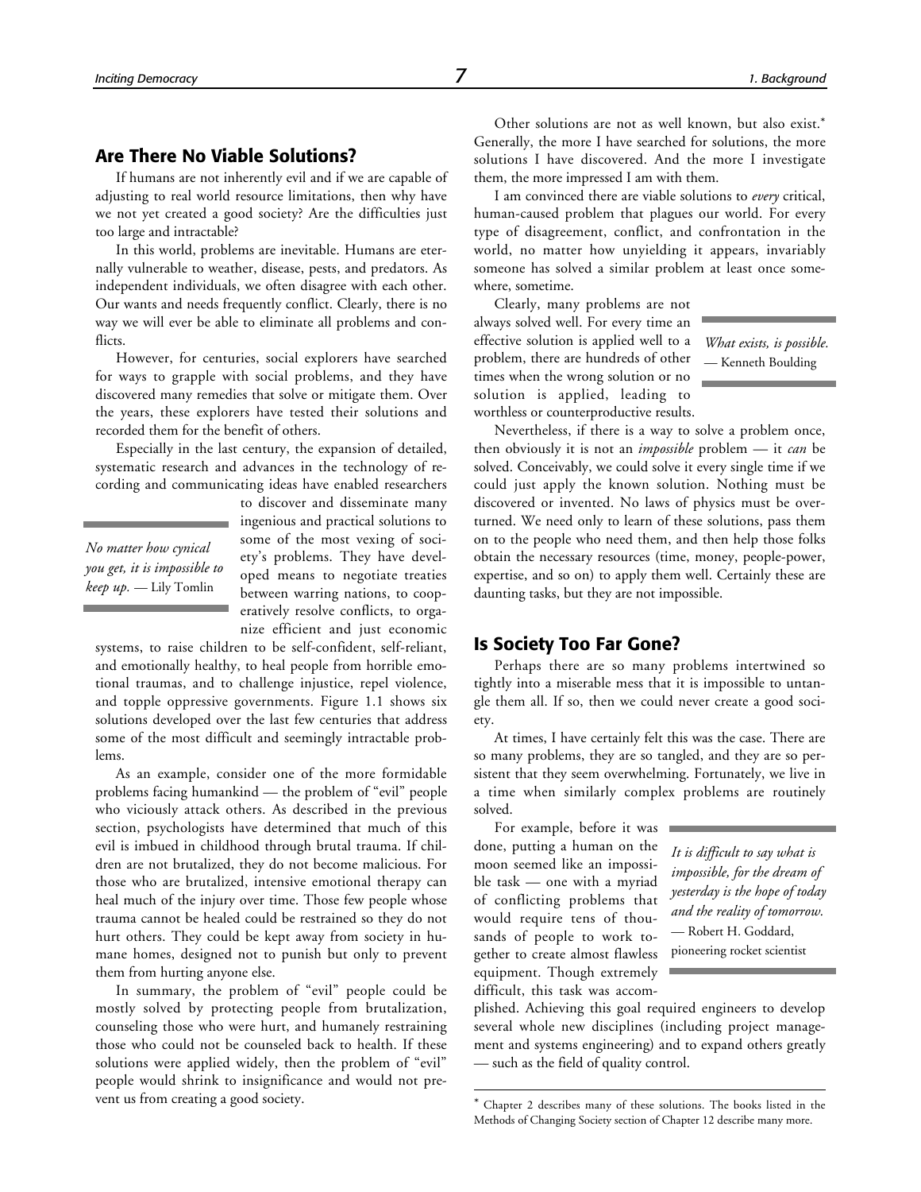## Are There No Viable Solutions?

If humans are not inherently evil and if we are capable of adjusting to real world resource limitations, then why have we not yet created a good society? Are the difficulties just too large and intractable?

In this world, problems are inevitable. Humans are eternally vulnerable to weather, disease, pests, and predators. As independent individuals, we often disagree with each other. Our wants and needs frequently conflict. Clearly, there is no way we will ever be able to eliminate all problems and conflicts.

However, for centuries, social explorers have searched for ways to grapple with social problems, and they have discovered many remedies that solve or mitigate them. Over the years, these explorers have tested their solutions and recorded them for the benefit of others.

Especially in the last century, the expansion of detailed, systematic research and advances in the technology of recording and communicating ideas have enabled researchers to discover and disseminate many ingenious and practical solutions to some of the most vexing of society's problems. They have developed means to negotiate treaties between warring nations, to cooperatively resolve conflicts, to organize efficient and just economic systems, to raise children to be self-confident, self-reliant, and emotionally healthy, to heal people from horrible emotional traumas, and to challenge injustice, repel violence, and topple oppressive governments. Figure 1.1 shows six solutions developed over the last few centuries that address some of the most difficult and seemingly intractable problems.

> *No matter how cynical you get, it is impossible to keep up.* — Lily Tomlin

As an example, consider one of the more formidable problems facing humankind — the problem of "evil" people who viciously attack others. As described in the previous section, psychologists have determined that much of this evil is imbued in childhood through brutal trauma. If children are not brutalized, they do not become malicious. For those who are brutalized, intensive emotional therapy can heal much of the injury over time. Those few people whose trauma cannot be healed could be restrained so they do not hurt others. They could be kept away from society in humane homes, designed not to punish but only to prevent them from hurting anyone else.

In summary, the problem of "evil" people could be mostly solved by protecting people from brutalization, counseling those who were hurt, and humanely restraining those who could not be counseled back to health. If these solutions were applied widely, then the problem of "evil" people would shrink to insignificance and would not prevent us from creating a good society.

Other solutions are not as well known, but also exist.* Generally, the more I have searched for solutions, the more solutions I have discovered. And the more I investigate them, the more impressed I am with them.

I am convinced there are viable solutions to *every* critical, human-caused problem that plagues our world. For every type of disagreement, conflict, and confrontation in the world, no matter how unyielding it appears, invariably someone has solved a similar problem at least once somewhere, sometime.

Clearly, many problems are not always solved well. For every time an effective solution is applied well to a problem, there are hundreds of other times when the wrong solution or no solution is applied, leading to worthless or counterproductive results.

> *What exists, is possible.* — Kenneth Boulding

Nevertheless, if there is a way to solve a problem once, then obviously it is not an *impossible* problem — it *can* be solved. Conceivably, we could solve it every single time if we could just apply the known solution. Nothing must be discovered or invented. No laws of physics must be overturned. We need only to learn of these solutions, pass them on to the people who need them, and then help those folks obtain the necessary resources (time, money, people-power, expertise, and so on) to apply them well. Certainly these are daunting tasks, but they are not impossible.

## Is Society Too Far Gone?

Perhaps there are so many problems intertwined so tightly into a miserable mess that it is impossible to untangle them all. If so, then we could never create a good society.

At times, I have certainly felt this was the case. There are so many problems, they are so tangled, and they are so persistent that they seem overwhelming. Fortunately, we live in a time when similarly complex problems are routinely solved.

For example, before it was done, putting a human on the moon seemed like an impossible task — one with a myriad of conflicting problems that would require tens of thousands of people to work together to create almost flawless equipment. Though extremely difficult, this task was accomplished. Achieving this goal required engineers to develop several whole new disciplines (including project management and systems engineering) and to expand others greatly — such as the field of quality control.

> *It is difficult to say what is impossible, for the dream of yesterday is the hope of today and the reality of tomorrow.* — Robert H. Goddard, pioneering rocket scientist

---

\* Chapter 2 describes many of these solutions. The books listed in the Methods of Changing Society section of Chapter 12 describe many more.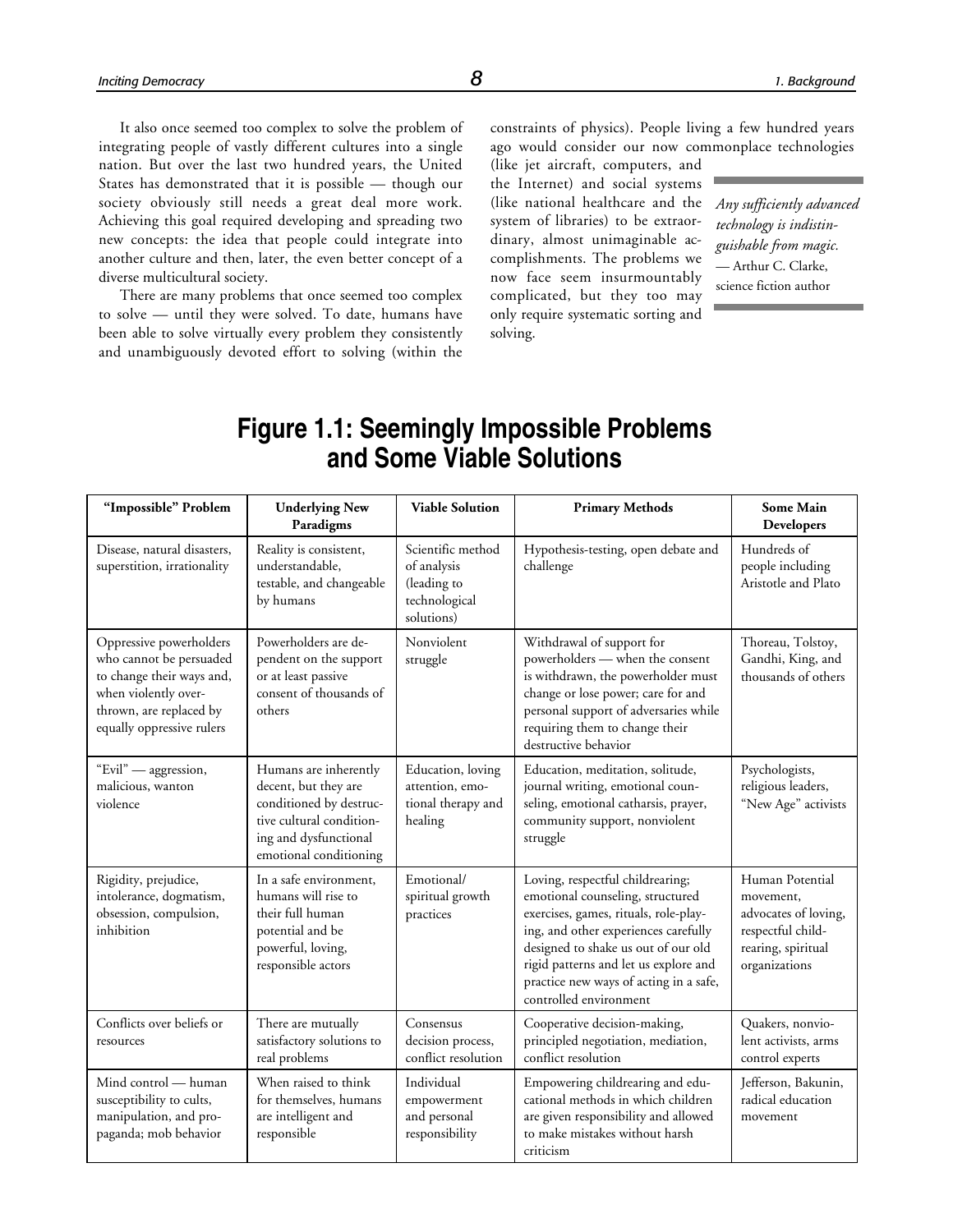It also once seemed too complex to solve the problem of integrating people of vastly different cultures into a single nation. But over the last two hundred years, the United States has demonstrated that it is possible — though our society obviously still needs a great deal more work. Achieving this goal required developing and spreading two new concepts: the idea that people could integrate into another culture and then, later, the even better concept of a diverse multicultural society.

There are many problems that once seemed too complex to solve — until they were solved. To date, humans have been able to solve virtually every problem they consistently and unambiguously devoted effort to solving (within the constraints of physics). People living a few hundred years ago would consider our now commonplace technologies (like jet aircraft, computers, and the Internet) and social systems (like national healthcare and the system of libraries) to be extraordinary, almost unimaginable accomplishments. The problems we now face seem insurmountably complicated, but they too may only require systematic sorting and solving.

> *Any sufficiently advanced technology is indistinguishable from magic.*
> — Arthur C. Clarke, science fiction author

## Figure 1.1: Seemingly Impossible Problems and Some Viable Solutions

| "Impossible" Problem | Underlying New Paradigms | Viable Solution | Primary Methods | Some Main Developers |
|---|---|---|---|---|
| Disease, natural disasters, superstition, irrationality | Reality is consistent, understandable, testable, and changeable by humans | Scientific method of analysis (leading to technological solutions) | Hypothesis-testing, open debate and challenge | Hundreds of people including Aristotle and Plato |
| Oppressive powerholders who cannot be persuaded to change their ways and, when violently overthrown, are replaced by equally oppressive rulers | Powerholders are dependent on the support or at least passive consent of thousands of others | Nonviolent struggle | Withdrawal of support for powerholders — when the consent is withdrawn, the powerholder must change or lose power; care for and personal support of adversaries while requiring them to change their destructive behavior | Thoreau, Tolstoy, Gandhi, King, and thousands of others |
| "Evil" — aggression, malicious, wanton violence | Humans are inherently decent, but they are conditioned by destructive cultural conditioning and dysfunctional emotional conditioning | Education, loving attention, emotional therapy and healing | Education, meditation, solitude, journal writing, emotional counseling, emotional catharsis, prayer, community support, nonviolent struggle | Psychologists, religious leaders, "New Age" activists |
| Rigidity, prejudice, intolerance, dogmatism, obsession, compulsion, inhibition | In a safe environment, humans will rise to their full human potential and be powerful, loving, responsible actors | Emotional/ spiritual growth practices | Loving, respectful childrearing; emotional counseling, structured exercises, games, rituals, role-playing, and other experiences carefully designed to shake us out of our old rigid patterns and let us explore and practice new ways of acting in a safe, controlled environment | Human Potential movement, advocates of loving, respectful childrearing, spiritual organizations |
| Conflicts over beliefs or resources | There are mutually satisfactory solutions to real problems | Consensus decision process, conflict resolution | Cooperative decision-making, principled negotiation, mediation, conflict resolution | Quakers, nonviolent activists, arms control experts |
| Mind control — human susceptibility to cults, manipulation, and propaganda; mob behavior | When raised to think for themselves, humans are intelligent and responsible | Individual empowerment and personal responsibility | Empowering childrearing and educational methods in which children are given responsibility and allowed to make mistakes without harsh criticism | Jefferson, Bakunin, radical education movement |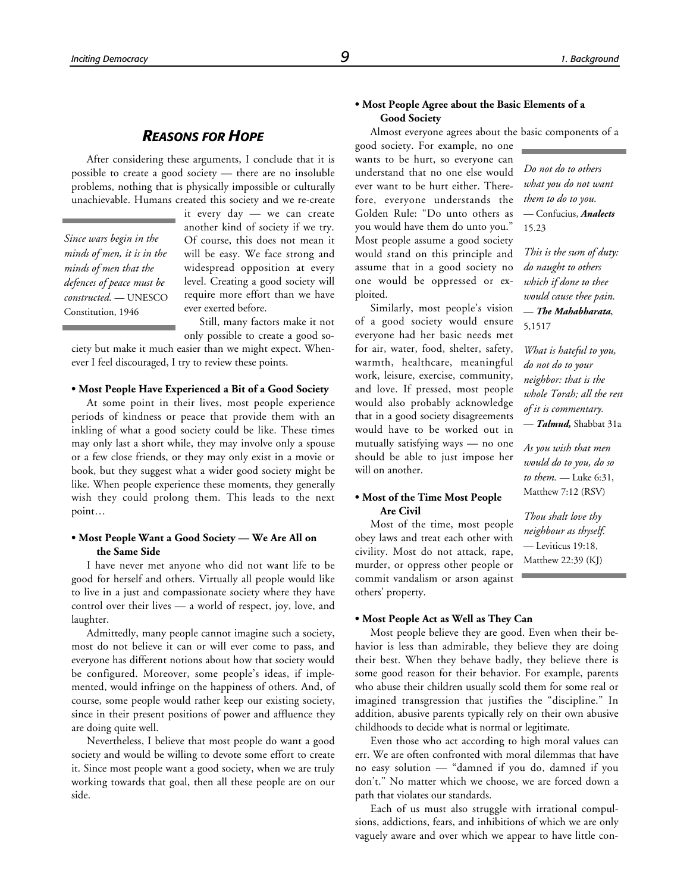## *REASONS FOR HOPE*

After considering these arguments, I conclude that it is possible to create a good society — there are no insoluble problems, nothing that is physically impossible or culturally unachievable. Humans created this society and we re-create it every day — we can create another kind of society if we try. Of course, this does not mean it will be easy. We face strong and widespread opposition at every level. Creating a good society will require more effort than we have ever exerted before.

> *Since wars begin in the minds of men, it is in the minds of men that the defences of peace must be constructed.* — UNESCO Constitution, 1946

Still, many factors make it not only possible to create a good society but make it much easier than we might expect. Whenever I feel discouraged, I try to review these points.

**• Most People Have Experienced a Bit of a Good Society**

At some point in their lives, most people experience periods of kindness or peace that provide them with an inkling of what a good society could be like. These times may only last a short while, they may involve only a spouse or a few close friends, or they may only exist in a movie or book, but they suggest what a wider good society might be like. When people experience these moments, they generally wish they could prolong them. This leads to the next point…

**• Most People Want a Good Society — We Are All on the Same Side**

I have never met anyone who did not want life to be good for herself and others. Virtually all people would like to live in a just and compassionate society where they have control over their lives — a world of respect, joy, love, and laughter.

Admittedly, many people cannot imagine such a society, most do not believe it can or will ever come to pass, and everyone has different notions about how that society would be configured. Moreover, some people's ideas, if implemented, would infringe on the happiness of others. And, of course, some people would rather keep our existing society, since in their present positions of power and affluence they are doing quite well.

Nevertheless, I believe that most people do want a good society and would be willing to devote some effort to create it. Since most people want a good society, when we are truly working towards that goal, then all these people are on our side.

**• Most People Agree about the Basic Elements of a Good Society**

Almost everyone agrees about the basic components of a good society. For example, no one wants to be hurt, so everyone can understand that no one else would ever want to be hurt either. Therefore, everyone understands the Golden Rule: "Do unto others as you would have them do unto you." Most people assume a good society would stand on this principle and assume that in a good society no one would be oppressed or exploited.

> *Do not do to others what you do not want them to do to you.* — Confucius, ***Analects*** 15.23
>
> *This is the sum of duty: do naught to others which if done to thee would cause thee pain.* — ***The Mahabharata***, 5,1517
>
> *What is hateful to you, do not do to your neighbor: that is the whole Torah; all the rest of it is commentary.* — ***Talmud,*** Shabbat 31a
>
> *As you wish that men would do to you, do so to them.* — Luke 6:31, Matthew 7:12 (RSV)
>
> *Thou shalt love thy neighbour as thyself.* — Leviticus 19:18, Matthew 22:39 (KJ)

Similarly, most people's vision of a good society would ensure everyone had her basic needs met for air, water, food, shelter, safety, warmth, healthcare, meaningful work, leisure, exercise, community, and love. If pressed, most people would also probably acknowledge that in a good society disagreements would have to be worked out in mutually satisfying ways — no one should be able to just impose her will on another.

**• Most of the Time Most People Are Civil**

Most of the time, most people obey laws and treat each other with civility. Most do not attack, rape, murder, or oppress other people or commit vandalism or arson against others' property.

**• Most People Act as Well as They Can**

Most people believe they are good. Even when their behavior is less than admirable, they believe they are doing their best. When they behave badly, they believe there is some good reason for their behavior. For example, parents who abuse their children usually scold them for some real or imagined transgression that justifies the "discipline." In addition, abusive parents typically rely on their own abusive childhoods to decide what is normal or legitimate.

Even those who act according to high moral values can err. We are often confronted with moral dilemmas that have no easy solution — "damned if you do, damned if you don't." No matter which we choose, we are forced down a path that violates our standards.

Each of us must also struggle with irrational compulsions, addictions, fears, and inhibitions of which we are only vaguely aware and over which we appear to have little con-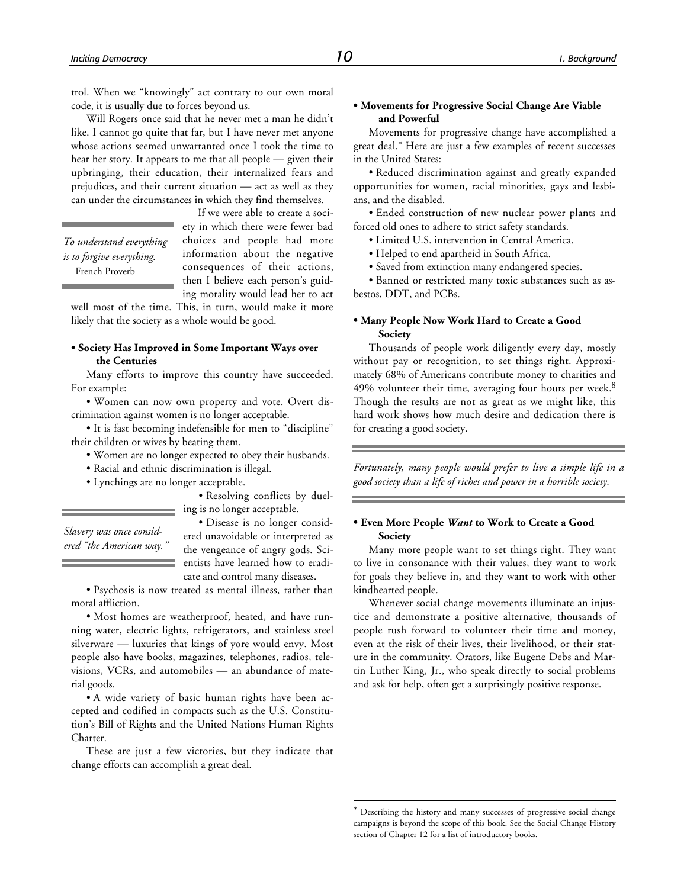trol. When we "knowingly" act contrary to our own moral code, it is usually due to forces beyond us.

Will Rogers once said that he never met a man he didn't like. I cannot go quite that far, but I have never met anyone whose actions seemed unwarranted once I took the time to hear her story. It appears to me that all people — given their upbringing, their education, their internalized fears and prejudices, and their current situation — act as well as they can under the circumstances in which they find themselves.

*To understand everything is to forgive everything.*
— French Proverb

If we were able to create a society in which there were fewer bad choices and people had more information about the negative consequences of their actions, then I believe each person's guiding morality would lead her to act well most of the time. This, in turn, would make it more likely that the society as a whole would be good.

**• Society Has Improved in Some Important Ways over the Centuries**

Many efforts to improve this country have succeeded. For example:

• Women can now own property and vote. Overt discrimination against women is no longer acceptable.

• It is fast becoming indefensible for men to "discipline" their children or wives by beating them.

• Women are no longer expected to obey their husbands.

• Racial and ethnic discrimination is illegal.

• Lynchings are no longer acceptable.

• Resolving conflicts by dueling is no longer acceptable.

*Slavery was once considered "the American way."*

• Disease is no longer considered unavoidable or interpreted as the vengeance of angry gods. Scientists have learned how to eradicate and control many diseases.

• Psychosis is now treated as mental illness, rather than moral affliction.

• Most homes are weatherproof, heated, and have running water, electric lights, refrigerators, and stainless steel silverware — luxuries that kings of yore would envy. Most people also have books, magazines, telephones, radios, televisions, VCRs, and automobiles — an abundance of material goods.

• A wide variety of basic human rights have been accepted and codified in compacts such as the U.S. Constitution's Bill of Rights and the United Nations Human Rights Charter.

These are just a few victories, but they indicate that change efforts can accomplish a great deal.

**• Movements for Progressive Social Change Are Viable and Powerful**

Movements for progressive change have accomplished a great deal.* Here are just a few examples of recent successes in the United States:

• Reduced discrimination against and greatly expanded opportunities for women, racial minorities, gays and lesbians, and the disabled.

• Ended construction of new nuclear power plants and forced old ones to adhere to strict safety standards.

• Limited U.S. intervention in Central America.

• Helped to end apartheid in South Africa.

• Saved from extinction many endangered species.

• Banned or restricted many toxic substances such as asbestos, DDT, and PCBs.

**• Many People Now Work Hard to Create a Good Society**

Thousands of people work diligently every day, mostly without pay or recognition, to set things right. Approximately 68% of Americans contribute money to charities and 49% volunteer their time, averaging four hours per week.[8] Though the results are not as great as we might like, this hard work shows how much desire and dedication there is for creating a good society.

*Fortunately, many people would prefer to live a simple life in a good society than a life of riches and power in a horrible society.*

**• Even More People *Want* to Work to Create a Good Society**

Many more people want to set things right. They want to live in consonance with their values, they want to work for goals they believe in, and they want to work with other kindhearted people.

Whenever social change movements illuminate an injustice and demonstrate a positive alternative, thousands of people rush forward to volunteer their time and money, even at the risk of their lives, their livelihood, or their stature in the community. Orators, like Eugene Debs and Martin Luther King, Jr., who speak directly to social problems and ask for help, often get a surprisingly positive response.

---

* Describing the history and many successes of progressive social change campaigns is beyond the scope of this book. See the Social Change History section of Chapter 12 for a list of introductory books.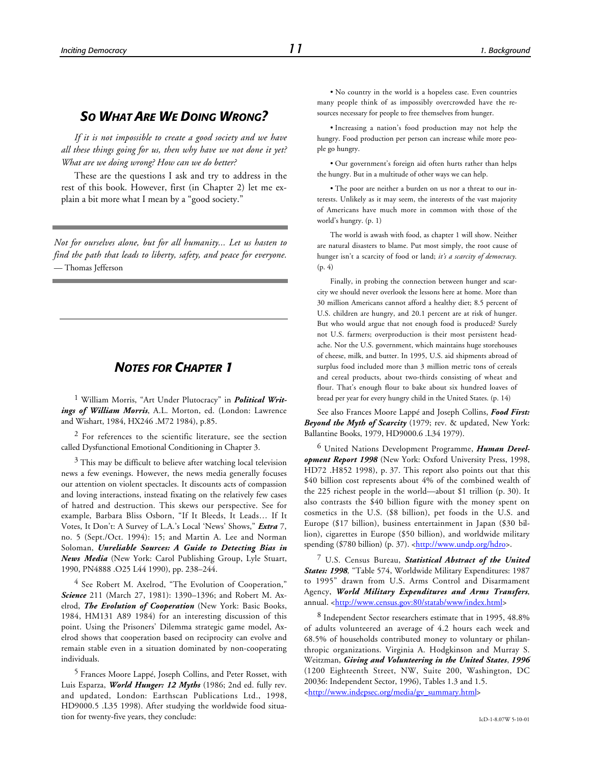## *So What Are We Doing Wrong?*

*If it is not impossible to create a good society and we have all these things going for us, then why have we not done it yet? What are we doing wrong? How can we do better?*

These are the questions I ask and try to address in the rest of this book. However, first (in Chapter 2) let me explain a bit more what I mean by a "good society."

---

*Not for ourselves alone, but for all humanity... Let us hasten to find the path that leads to liberty, safety, and peace for everyone.*
— Thomas Jefferson

---

## *Notes for Chapter 1*

[1] William Morris, "Art Under Plutocracy" in ***Political Writings of William Morris***, A.L. Morton, ed. (London: Lawrence and Wishart, 1984, HX246 .M72 1984), p.85.

[2] For references to the scientific literature, see the section called Dysfunctional Emotional Conditioning in Chapter 3.

[3] This may be difficult to believe after watching local television news a few evenings. However, the news media generally focuses our attention on violent spectacles. It discounts acts of compassion and loving interactions, instead fixating on the relatively few cases of hatred and destruction. This skews our perspective. See for example, Barbara Bliss Osborn, "If It Bleeds, It Leads… If It Votes, It Don't: A Survey of L.A.'s Local 'News' Shows," ***Extra*** 7, no. 5 (Sept./Oct. 1994): 15; and Martin A. Lee and Norman Soloman, ***Unreliable Sources: A Guide to Detecting Bias in News Media*** (New York: Carol Publishing Group, Lyle Stuart, 1990, PN4888 .O25 L44 1990), pp. 238–244.

[4] See Robert M. Axelrod, "The Evolution of Cooperation," ***Science*** 211 (March 27, 1981): 1390–1396; and Robert M. Axelrod, ***The Evolution of Cooperation*** (New York: Basic Books, 1984, HM131 A89 1984) for an interesting discussion of this point. Using the Prisoners' Dilemma strategic game model, Axelrod shows that cooperation based on reciprocity can evolve and remain stable even in a situation dominated by non-cooperating individuals.

[5] Frances Moore Lappé, Joseph Collins, and Peter Rosset, with Luis Esparza, ***World Hunger: 12 Myths*** (1986; 2nd ed. fully rev. and updated, London: Earthscan Publications Ltd., 1998, HD9000.5 .L35 1998). After studying the worldwide food situation for twenty-five years, they conclude:

> • No country in the world is a hopeless case. Even countries many people think of as impossibly overcrowded have the resources necessary for people to free themselves from hunger.
>
> • Increasing a nation's food production may not help the hungry. Food production per person can increase while more people go hungry.
>
> • Our government's foreign aid often hurts rather than helps the hungry. But in a multitude of other ways we can help.
>
> • The poor are neither a burden on us nor a threat to our interests. Unlikely as it may seem, the interests of the vast majority of Americans have much more in common with those of the world's hungry. (p. 1)
>
> The world is awash with food, as chapter 1 will show. Neither are natural disasters to blame. Put most simply, the root cause of hunger isn't a scarcity of food or land; *it's a scarcity of democracy*. (p. 4)
>
> Finally, in probing the connection between hunger and scarcity we should never overlook the lessons here at home. More than 30 million Americans cannot afford a healthy diet; 8.5 percent of U.S. children are hungry, and 20.1 percent are at risk of hunger. But who would argue that not enough food is produced? Surely not U.S. farmers; overproduction is their most persistent headache. Nor the U.S. government, which maintains huge storehouses of cheese, milk, and butter. In 1995, U.S. aid shipments abroad of surplus food included more than 3 million metric tons of cereals and cereal products, about two-thirds consisting of wheat and flour. That's enough flour to bake about six hundred loaves of bread per year for every hungry child in the United States. (p. 14)

See also Frances Moore Lappé and Joseph Collins, ***Food First: Beyond the Myth of Scarcity*** (1979; rev. & updated, New York: Ballantine Books, 1979, HD9000.6 .L34 1979).

[6] United Nations Development Programme, ***Human Development Report 1998*** (New York: Oxford University Press, 1998, HD72 .H852 1998), p. 37. This report also points out that this $40 billion cost represents about 4% of the combined wealth of the 225 richest people in the world—about $1 trillion (p. 30). It also contrasts the $40 billion figure with the money spent on cosmetics in the U.S. ($8 billion), pet foods in the U.S. and Europe ($17 billion), business entertainment in Japan ($30 billion), cigarettes in Europe ($50 billion), and worldwide military spending ($780 billion) (p. 37). <http://www.undp.org/hdro>.

[7] U.S. Census Bureau, ***Statistical Abstract of the United States: 1998***, "Table 574, Worldwide Military Expenditures: 1987 to 1995" drawn from U.S. Arms Control and Disarmament Agency, ***World Military Expenditures and Arms Transfers***, annual. <http://www.census.gov:80/statab/www/index.html>

[8] Independent Sector researchers estimate that in 1995, 48.8% of adults volunteered an average of 4.2 hours each week and 68.5% of households contributed money to voluntary or philanthropic organizations. Virginia A. Hodgkinson and Murray S. Weitzman, ***Giving and Volunteering in the United States*, *1996*** (1200 Eighteenth Street, NW, Suite 200, Washington, DC 20036: Independent Sector, 1996), Tables 1.3 and 1.5. <http://www.indepsec.org/media/gv_summary.html>

IcD-1-8.07W 5-10-01